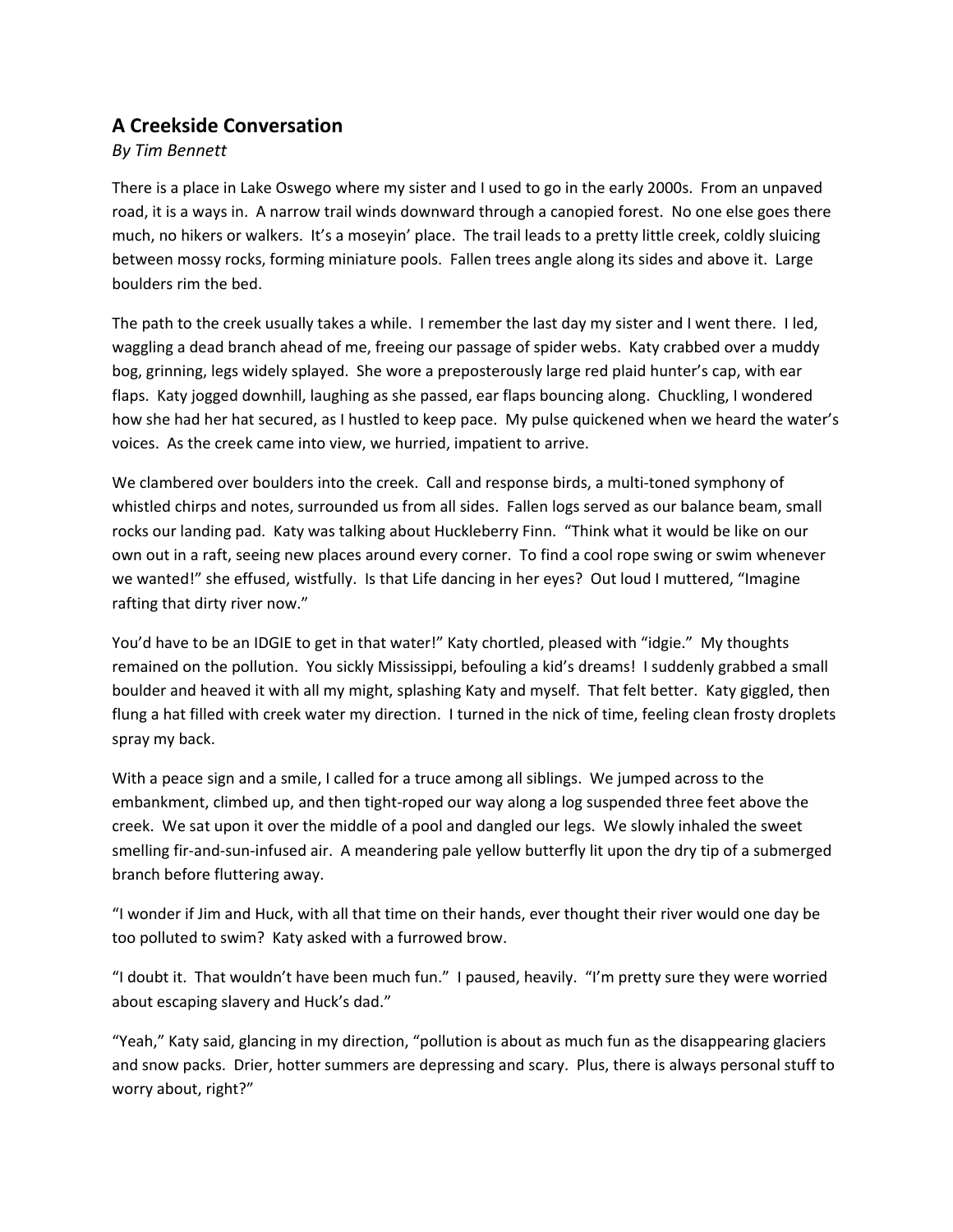## A Creekside Conversation

*By Tim Bennett*

There is a place in Lake Oswego where my sister and I used to go in the early 2000s. From an unpaved road, it is a ways in. A narrow trail winds downward through a canopied forest. No one else goes there much, no hikers or walkers. It's a moseyin' place. The trail leads to a pretty little creek, coldly sluicing between mossy rocks, forming miniature pools. Fallen trees angle along its sides and above it. Large boulders rim the bed.

The path to the creek usually takes a while. I remember the last day my sister and I went there. I led, waggling a dead branch ahead of me, freeing our passage of spider webs. Katy crabbed over a muddy bog, grinning, legs widely splayed. She wore a preposterously large red plaid hunter's cap, with ear flaps. Katy jogged downhill, laughing as she passed, ear flaps bouncing along. Chuckling, I wondered how she had her hat secured, as I hustled to keep pace. My pulse quickened when we heard the water's voices. As the creek came into view, we hurried, impatient to arrive.

We clambered over boulders into the creek. Call and response birds, a multi-toned symphony of whistled chirps and notes, surrounded us from all sides. Fallen logs served as our balance beam, small rocks our landing pad. Katy was talking about Huckleberry Finn. "Think what it would be like on our own out in a raft, seeing new places around every corner. To find a cool rope swing or swim whenever we wanted!" she effused, wistfully. Is that Life dancing in her eyes? Out loud I muttered, "Imagine rafting that dirty river now."

You'd have to be an IDGIE to get in that water!" Katy chortled, pleased with "idgie." My thoughts remained on the pollution. You sickly Mississippi, befouling a kid's dreams! I suddenly grabbed a small boulder and heaved it with all my might, splashing Katy and myself. That felt better. Katy giggled, then flung a hat filled with creek water my direction. I turned in the nick of time, feeling clean frosty droplets spray my back.

With a peace sign and a smile, I called for a truce among all siblings. We jumped across to the embankment, climbed up, and then tight-roped our way along a log suspended three feet above the creek. We sat upon it over the middle of a pool and dangled our legs. We slowly inhaled the sweet smelling fir-and-sun-infused air. A meandering pale yellow butterfly lit upon the dry tip of a submerged branch before fluttering away.

"I wonder if Jim and Huck, with all that time on their hands, ever thought their river would one day be too polluted to swim? Katy asked with a furrowed brow.

"I doubt it. That wouldn't have been much fun." I paused, heavily. "I'm pretty sure they were worried about escaping slavery and Huck's dad."

"Yeah," Katy said, glancing in my direction, "pollution is about as much fun as the disappearing glaciers and snow packs. Drier, hotter summers are depressing and scary. Plus, there is always personal stuff to worry about, right?"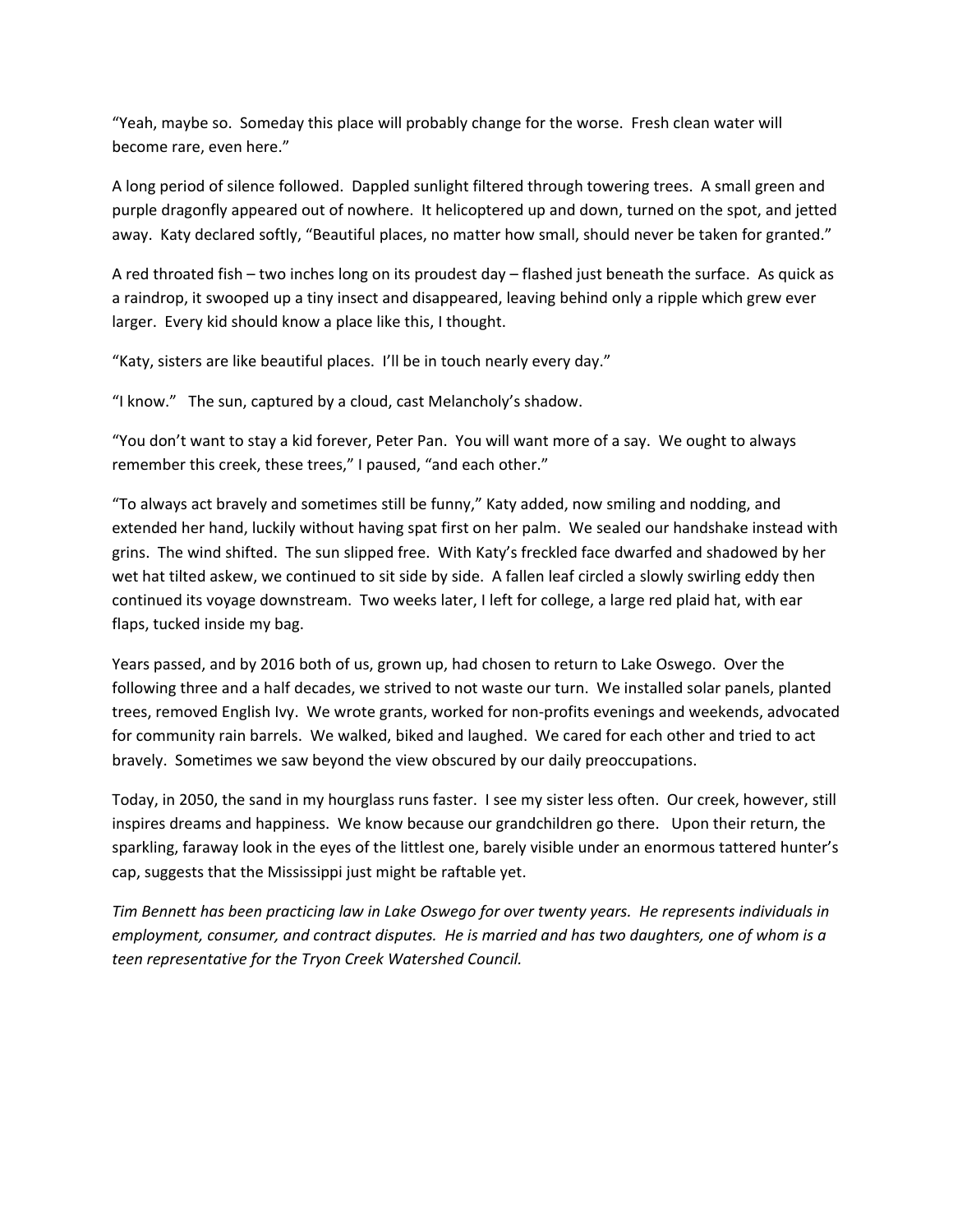"Yeah, maybe so. Someday this place will probably change for the worse. Fresh clean water will become rare, even here."

A long period of silence followed. Dappled sunlight filtered through towering trees. A small green and purple dragonfly appeared out of nowhere. It helicoptered up and down, turned on the spot, and jetted away. Katy declared softly, "Beautiful places, no matter how small, should never be taken for granted."

A red throated fish – two inches long on its proudest day – flashed just beneath the surface. As quick as a raindrop, it swooped up a tiny insect and disappeared, leaving behind only a ripple which grew ever larger. Every kid should know a place like this, I thought.

"Katy, sisters are like beautiful places. I'll be in touch nearly every day."

"I know." The sun, captured by a cloud, cast Melancholy's shadow.

"You don't want to stay a kid forever, Peter Pan. You will want more of a say. We ought to always remember this creek, these trees," I paused, "and each other."

"To always act bravely and sometimes still be funny," Katy added, now smiling and nodding, and extended her hand, luckily without having spat first on her palm. We sealed our handshake instead with grins. The wind shifted. The sun slipped free. With Katy's freckled face dwarfed and shadowed by her wet hat tilted askew, we continued to sit side by side. A fallen leaf circled a slowly swirling eddy then continued its voyage downstream. Two weeks later, I left for college, a large red plaid hat, with ear flaps, tucked inside my bag.

Years passed, and by 2016 both of us, grown up, had chosen to return to Lake Oswego. Over the following three and a half decades, we strived to not waste our turn. We installed solar panels, planted trees, removed English Ivy. We wrote grants, worked for non-profits evenings and weekends, advocated for community rain barrels. We walked, biked and laughed. We cared for each other and tried to act bravely. Sometimes we saw beyond the view obscured by our daily preoccupations.

Today, in 2050, the sand in my hourglass runs faster. I see my sister less often. Our creek, however, still inspires dreams and happiness. We know because our grandchildren go there. Upon their return, the sparkling, faraway look in the eyes of the littlest one, barely visible under an enormous tattered hunter's cap, suggests that the Mississippi just might be raftable yet.

*Tim Bennett has been practicing law in Lake Oswego for over twenty years. He represents individuals in employment, consumer, and contract disputes. He is married and has two daughters, one of whom is a teen representative for the Tryon Creek Watershed Council.*